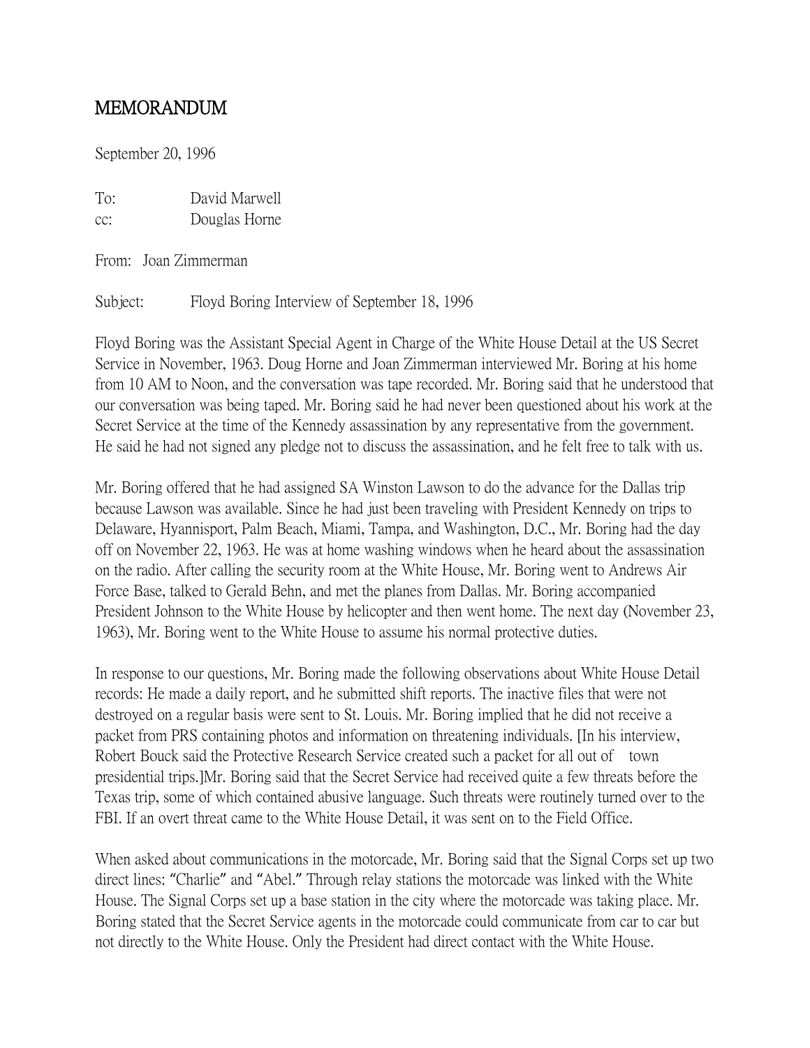# MEMORANDUM

September 20, 1996

To: David Marwell
cc: Douglas Horne

From: Joan Zimmerman

Subject: Floyd Boring Interview of September 18, 1996

Floyd Boring was the Assistant Special Agent in Charge of the White House Detail at the US Secret Service in November, 1963. Doug Horne and Joan Zimmerman interviewed Mr. Boring at his home from 10 AM to Noon, and the conversation was tape recorded. Mr. Boring said that he understood that our conversation was being taped. Mr. Boring said he had never been questioned about his work at the Secret Service at the time of the Kennedy assassination by any representative from the government. He said he had not signed any pledge not to discuss the assassination, and he felt free to talk with us.

Mr. Boring offered that he had assigned SA Winston Lawson to do the advance for the Dallas trip because Lawson was available. Since he had just been traveling with President Kennedy on trips to Delaware, Hyannisport, Palm Beach, Miami, Tampa, and Washington, D.C., Mr. Boring had the day off on November 22, 1963. He was at home washing windows when he heard about the assassination on the radio. After calling the security room at the White House, Mr. Boring went to Andrews Air Force Base, talked to Gerald Behn, and met the planes from Dallas. Mr. Boring accompanied President Johnson to the White House by helicopter and then went home. The next day (November 23, 1963), Mr. Boring went to the White House to assume his normal protective duties.

In response to our questions, Mr. Boring made the following observations about White House Detail records: He made a daily report, and he submitted shift reports. The inactive files that were not destroyed on a regular basis were sent to St. Louis. Mr. Boring implied that he did not receive a packet from PRS containing photos and information on threatening individuals. [In his interview, Robert Bouck said the Protective Research Service created such a packet for all out of town presidential trips.]Mr. Boring said that the Secret Service had received quite a few threats before the Texas trip, some of which contained abusive language. Such threats were routinely turned over to the FBI. If an overt threat came to the White House Detail, it was sent on to the Field Office.

When asked about communications in the motorcade, Mr. Boring said that the Signal Corps set up two direct lines: "Charlie" and "Abel." Through relay stations the motorcade was linked with the White House. The Signal Corps set up a base station in the city where the motorcade was taking place. Mr. Boring stated that the Secret Service agents in the motorcade could communicate from car to car but not directly to the White House. Only the President had direct contact with the White House.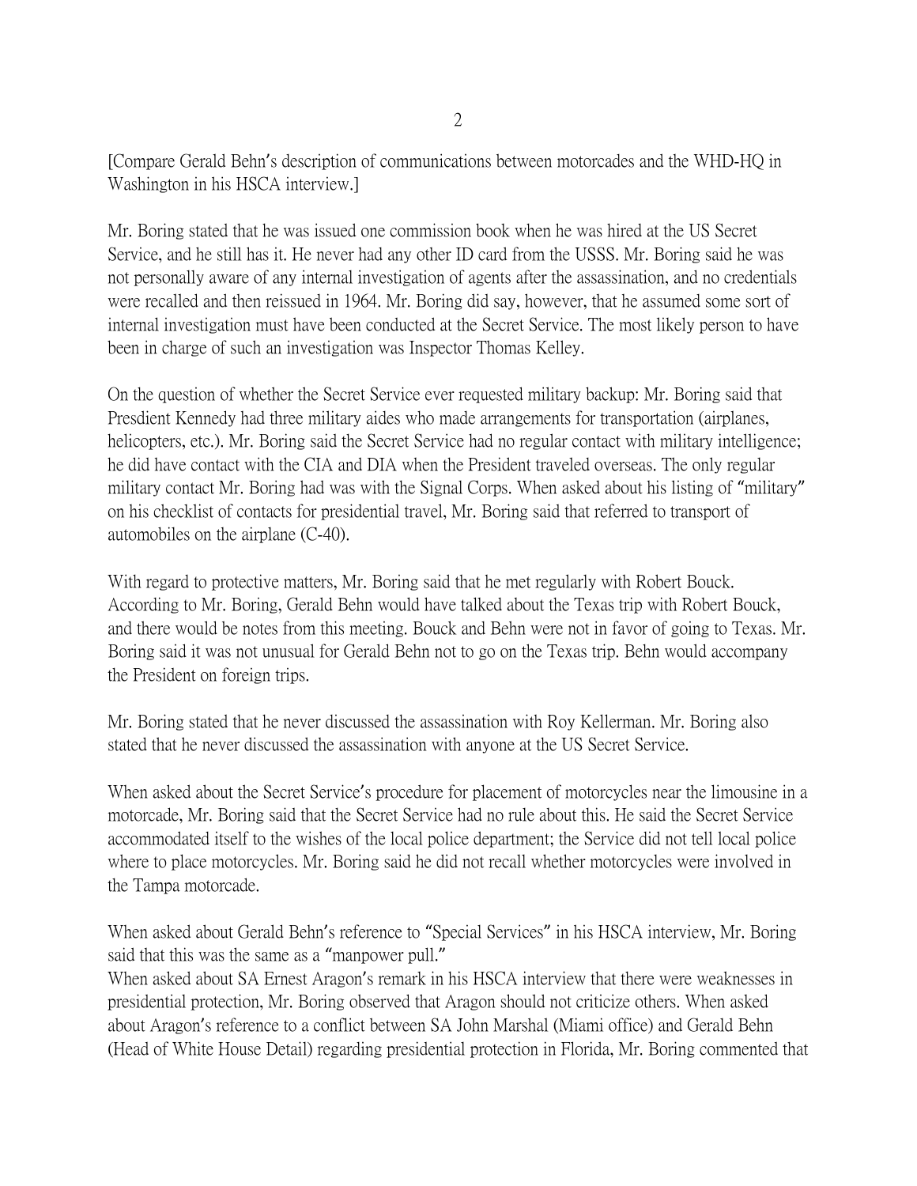[Compare Gerald Behn's description of communications between motorcades and the WHD-HQ in Washington in his HSCA interview.]

Mr. Boring stated that he was issued one commission book when he was hired at the US Secret Service, and he still has it. He never had any other ID card from the USSS. Mr. Boring said he was not personally aware of any internal investigation of agents after the assassination, and no credentials were recalled and then reissued in 1964. Mr. Boring did say, however, that he assumed some sort of internal investigation must have been conducted at the Secret Service. The most likely person to have been in charge of such an investigation was Inspector Thomas Kelley.

On the question of whether the Secret Service ever requested military backup: Mr. Boring said that Presdient Kennedy had three military aides who made arrangements for transportation (airplanes, helicopters, etc.). Mr. Boring said the Secret Service had no regular contact with military intelligence; he did have contact with the CIA and DIA when the President traveled overseas. The only regular military contact Mr. Boring had was with the Signal Corps. When asked about his listing of "military" on his checklist of contacts for presidential travel, Mr. Boring said that referred to transport of automobiles on the airplane (C-40).

With regard to protective matters, Mr. Boring said that he met regularly with Robert Bouck. According to Mr. Boring, Gerald Behn would have talked about the Texas trip with Robert Bouck, and there would be notes from this meeting. Bouck and Behn were not in favor of going to Texas. Mr. Boring said it was not unusual for Gerald Behn not to go on the Texas trip. Behn would accompany the President on foreign trips.

Mr. Boring stated that he never discussed the assassination with Roy Kellerman. Mr. Boring also stated that he never discussed the assassination with anyone at the US Secret Service.

When asked about the Secret Service's procedure for placement of motorcycles near the limousine in a motorcade, Mr. Boring said that the Secret Service had no rule about this. He said the Secret Service accommodated itself to the wishes of the local police department; the Service did not tell local police where to place motorcycles. Mr. Boring said he did not recall whether motorcycles were involved in the Tampa motorcade.

When asked about Gerald Behn's reference to "Special Services" in his HSCA interview, Mr. Boring said that this was the same as a "manpower pull."
When asked about SA Ernest Aragon's remark in his HSCA interview that there were weaknesses in presidential protection, Mr. Boring observed that Aragon should not criticize others. When asked about Aragon's reference to a conflict between SA John Marshal (Miami office) and Gerald Behn (Head of White House Detail) regarding presidential protection in Florida, Mr. Boring commented that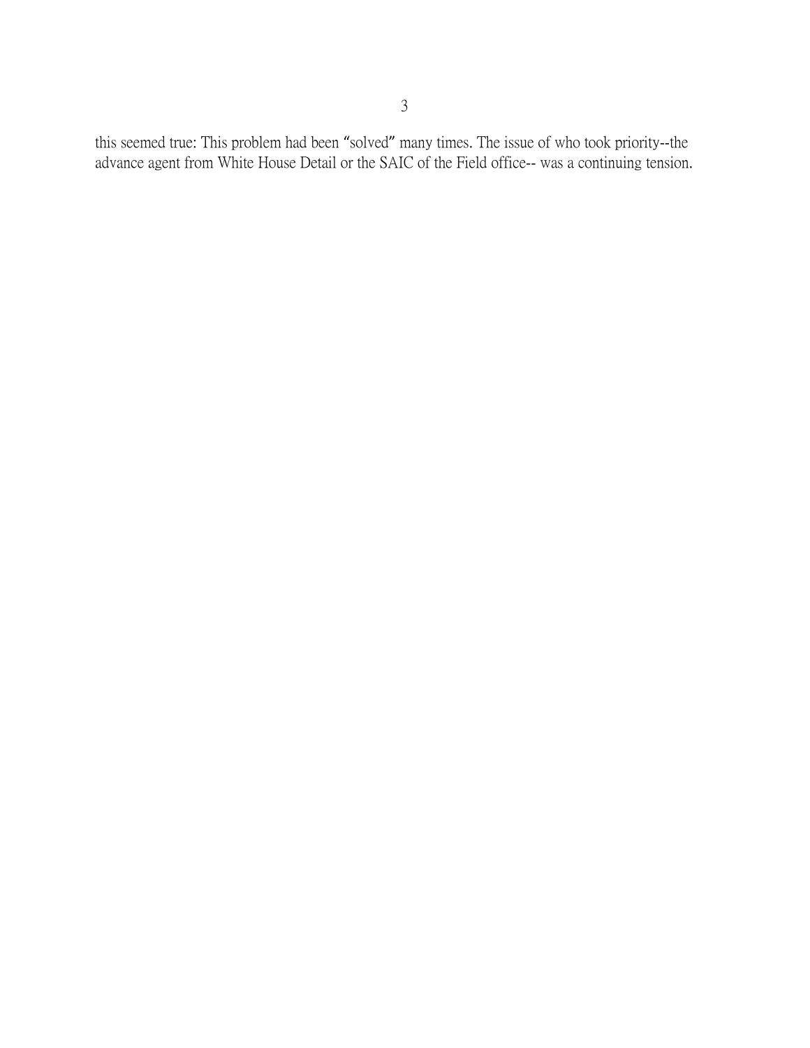this seemed true: This problem had been "solved" many times. The issue of who took priority--the advance agent from White House Detail or the SAIC of the Field office-- was a continuing tension.